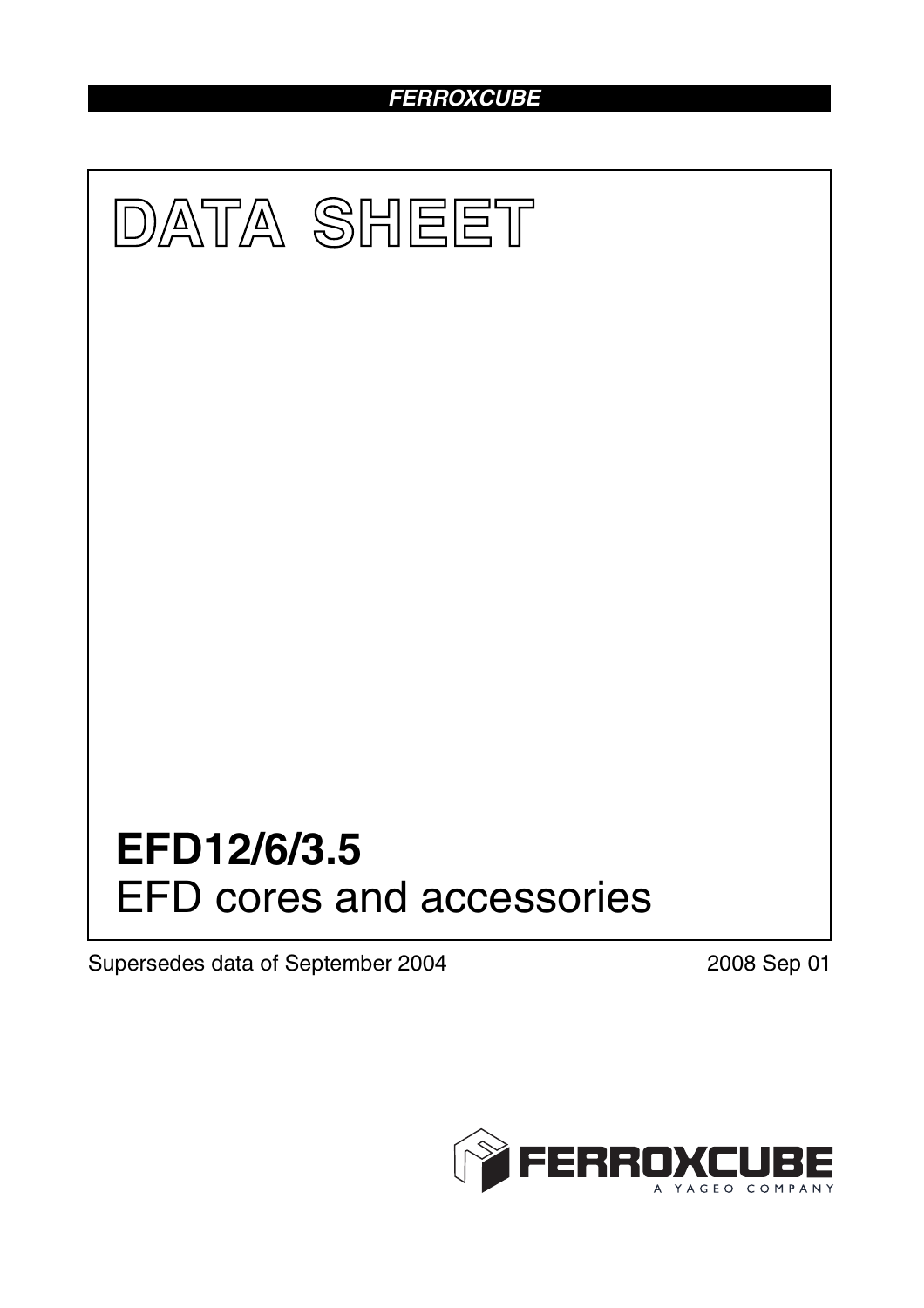**FERROXCUBE**

# DATA SHEET

# EFD12/6/3.5

EFD cores and accessories

Supersedes data of September 2004

2008 Sep 01

FERROXCUBE
A YAGEO COMPANY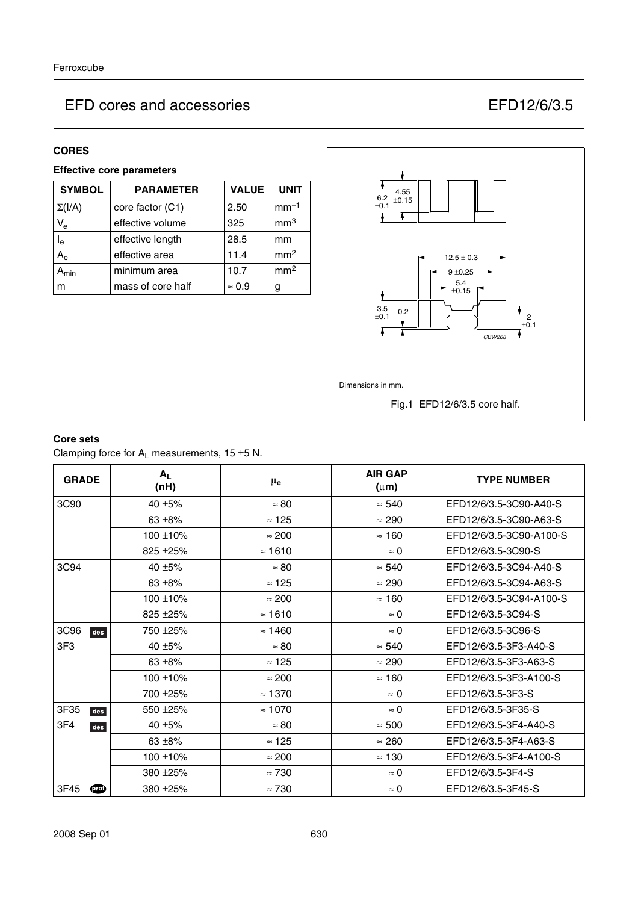# EFD cores and accessories — EFD12/6/3.5

## CORES

### Effective core parameters

| SYMBOL | PARAMETER | VALUE | UNIT |
|---|---|---|---|
| $\Sigma(I/A)$ | core factor (C1) | 2.50 | $mm^{-1}$ |
| $V_e$ | effective volume | 325 | $mm^3$ |
| $l_e$ | effective length | 28.5 | mm |
| $A_e$ | effective area | 11.4 | $mm^2$ |
| $A_{min}$ | minimum area | 10.7 | $mm^2$ |
| m | mass of core half | ≈ 0.9 | g |

Dimensions in mm.

Fig.1 EFD12/6/3.5 core half.

### Core sets

Clamping force for $A_L$ measurements, 15 ±5 N.

| GRADE | $A_L$ (nH) | $\mu_e$ | AIR GAP (μm) | TYPE NUMBER |
|---|---|---|---|---|
| 3C90 | 40 ±5% | ≈ 80 | ≈ 540 | EFD12/6/3.5-3C90-A40-S |
| | 63 ±8% | ≈ 125 | ≈ 290 | EFD12/6/3.5-3C90-A63-S |
| | 100 ±10% | ≈ 200 | ≈ 160 | EFD12/6/3.5-3C90-A100-S |
| | 825 ±25% | ≈ 1610 | ≈ 0 | EFD12/6/3.5-3C90-S |
| 3C94 | 40 ±5% | ≈ 80 | ≈ 540 | EFD12/6/3.5-3C94-A40-S |
| | 63 ±8% | ≈ 125 | ≈ 290 | EFD12/6/3.5-3C94-A63-S |
| | 100 ±10% | ≈ 200 | ≈ 160 | EFD12/6/3.5-3C94-A100-S |
| | 825 ±25% | ≈ 1610 | ≈ 0 | EFD12/6/3.5-3C94-S |
| 3C96 des | 750 ±25% | ≈ 1460 | ≈ 0 | EFD12/6/3.5-3C96-S |
| 3F3 | 40 ±5% | ≈ 80 | ≈ 540 | EFD12/6/3.5-3F3-A40-S |
| | 63 ±8% | ≈ 125 | ≈ 290 | EFD12/6/3.5-3F3-A63-S |
| | 100 ±10% | ≈ 200 | ≈ 160 | EFD12/6/3.5-3F3-A100-S |
| | 700 ±25% | ≈ 1370 | ≈ 0 | EFD12/6/3.5-3F3-S |
| 3F35 des | 550 ±25% | ≈ 1070 | ≈ 0 | EFD12/6/3.5-3F35-S |
| 3F4 des | 40 ±5% | ≈ 80 | ≈ 500 | EFD12/6/3.5-3F4-A40-S |
| | 63 ±8% | ≈ 125 | ≈ 260 | EFD12/6/3.5-3F4-A63-S |
| | 100 ±10% | ≈ 200 | ≈ 130 | EFD12/6/3.5-3F4-A100-S |
| | 380 ±25% | ≈ 730 | ≈ 0 | EFD12/6/3.5-3F4-S |
| 3F45 prot | 380 ±25% | ≈ 730 | ≈ 0 | EFD12/6/3.5-3F45-S |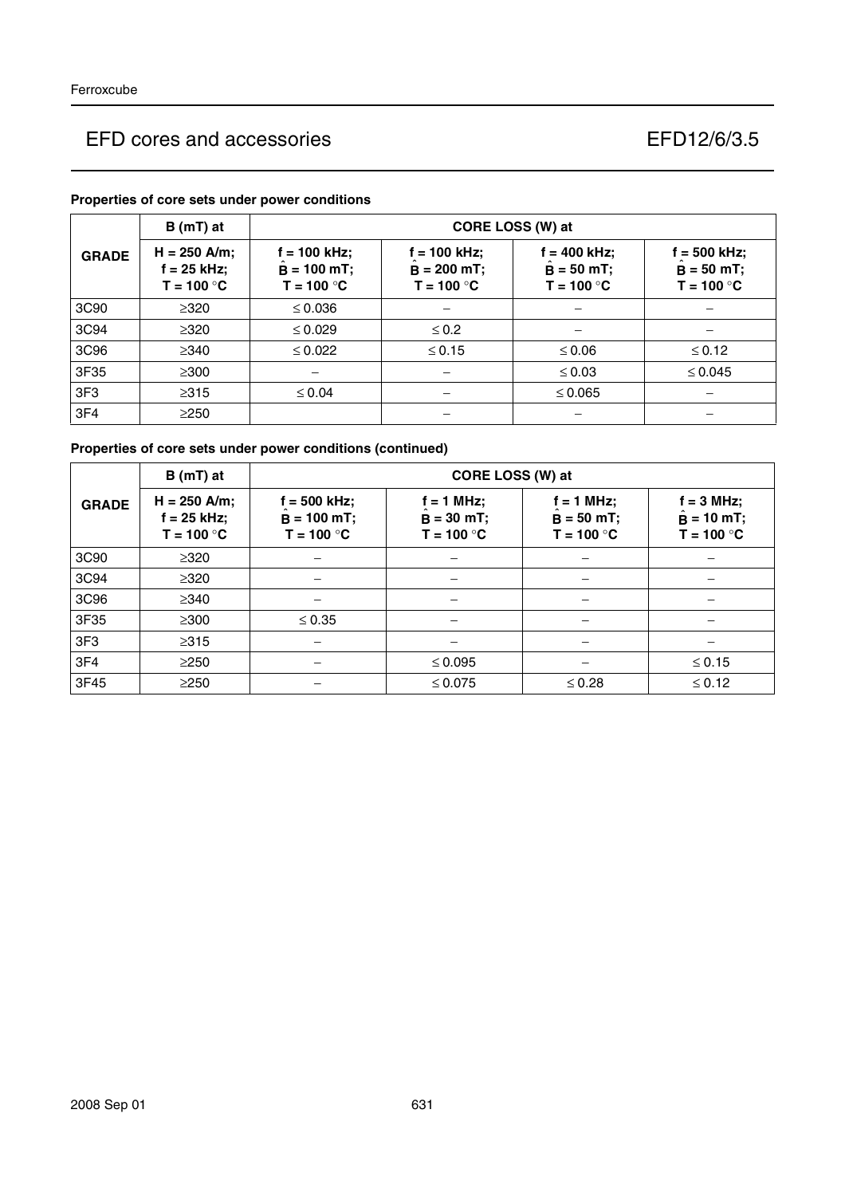## Properties of core sets under power conditions

| GRADE | B (mT) at | CORE LOSS (W) at | | | |
|---|---|---|---|---|---|
| | H = 250 A/m; f = 25 kHz; T = 100 °C | f = 100 kHz; $\hat{B}$ = 100 mT; T = 100 °C | f = 100 kHz; $\hat{B}$ = 200 mT; T = 100 °C | f = 400 kHz; $\hat{B}$ = 50 mT; T = 100 °C | f = 500 kHz; $\hat{B}$ = 50 mT; T = 100 °C |
| 3C90 | ≥320 | ≤ 0.036 | – | – | – |
| 3C94 | ≥320 | ≤ 0.029 | ≤ 0.2 | – | – |
| 3C96 | ≥340 | ≤ 0.022 | ≤ 0.15 | ≤ 0.06 | ≤ 0.12 |
| 3F35 | ≥300 | – | – | ≤ 0.03 | ≤ 0.045 |
| 3F3 | ≥315 | ≤ 0.04 | – | ≤ 0.065 | – |
| 3F4 | ≥250 | | – | – | – |

## Properties of core sets under power conditions (continued)

| GRADE | B (mT) at | CORE LOSS (W) at | | | |
|---|---|---|---|---|---|
| | H = 250 A/m; f = 25 kHz; T = 100 °C | f = 500 kHz; $\hat{B}$ = 100 mT; T = 100 °C | f = 1 MHz; $\hat{B}$ = 30 mT; T = 100 °C | f = 1 MHz; $\hat{B}$ = 50 mT; T = 100 °C | f = 3 MHz; $\hat{B}$ = 10 mT; T = 100 °C |
| 3C90 | ≥320 | – | – | – | – |
| 3C94 | ≥320 | – | – | – | – |
| 3C96 | ≥340 | – | – | – | – |
| 3F35 | ≥300 | ≤ 0.35 | – | – | – |
| 3F3 | ≥315 | – | – | – | – |
| 3F4 | ≥250 | – | ≤ 0.095 | – | ≤ 0.15 |
| 3F45 | ≥250 | – | ≤ 0.075 | ≤ 0.28 | ≤ 0.12 |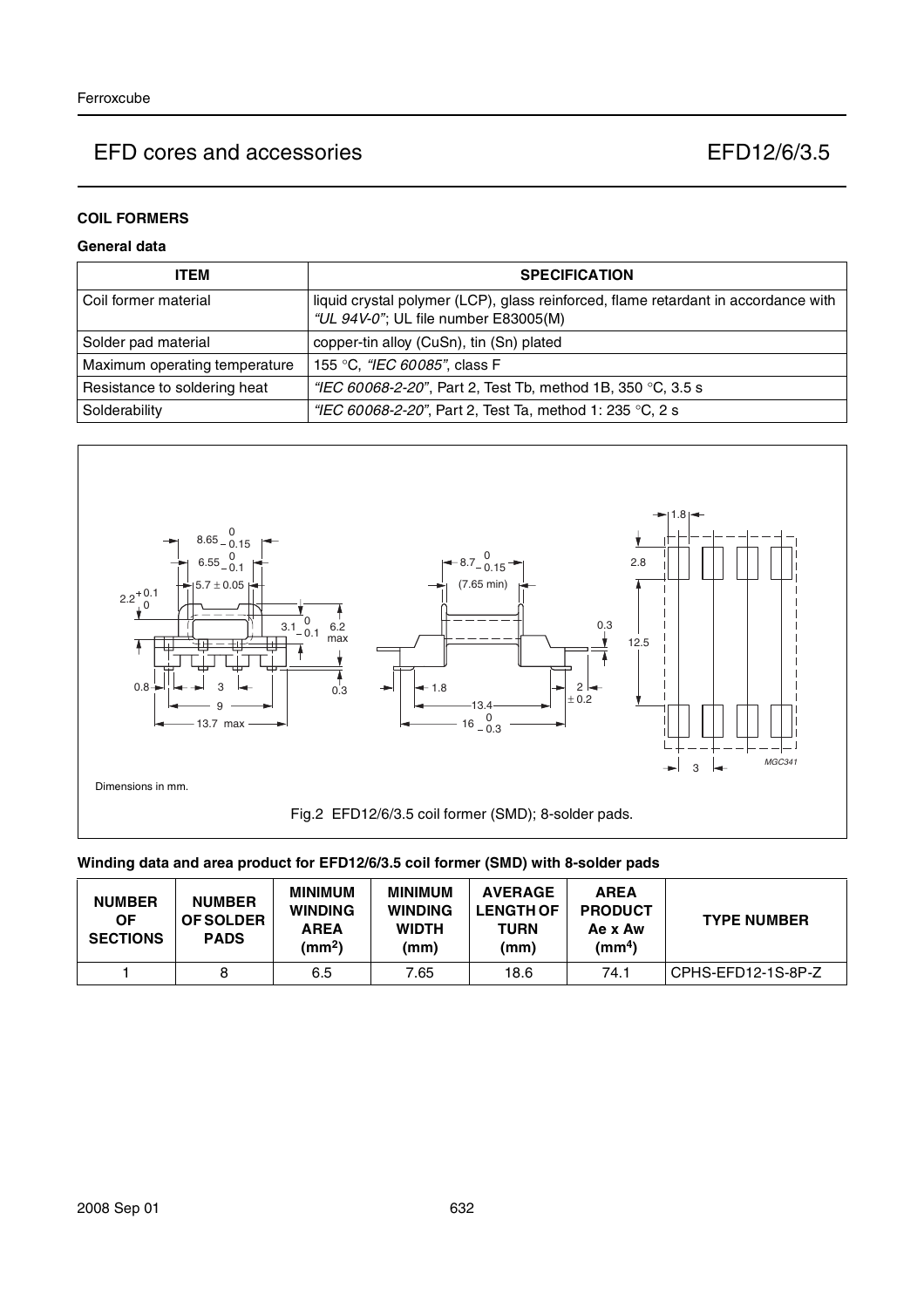# EFD cores and accessories EFD12/6/3.5

### COIL FORMERS

#### General data

| ITEM | SPECIFICATION |
|---|---|
| Coil former material | liquid crystal polymer (LCP), glass reinforced, flame retardant in accordance with *"UL 94V-0"*; UL file number E83005(M) |
| Solder pad material | copper-tin alloy (CuSn), tin (Sn) plated |
| Maximum operating temperature | 155 °C, *"IEC 60085"*, class F |
| Resistance to soldering heat | *"IEC 60068-2-20"*, Part 2, Test Tb, method 1B, 350 °C, 3.5 s |
| Solderability | *"IEC 60068-2-20"*, Part 2, Test Ta, method 1: 235 °C, 2 s |

Dimensions in mm.

Fig.2 EFD12/6/3.5 coil former (SMD); 8-solder pads.

#### Winding data and area product for EFD12/6/3.5 coil former (SMD) with 8-solder pads

| NUMBER OF SECTIONS | NUMBER OF SOLDER PADS | MINIMUM WINDING AREA ($mm^2$) | MINIMUM WINDING WIDTH (mm) | AVERAGE LENGTH OF TURN (mm) | AREA PRODUCT Ae x Aw ($mm^4$) | TYPE NUMBER |
|---|---|---|---|---|---|---|
| 1 | 8 | 6.5 | 7.65 | 18.6 | 74.1 | CPHS-EFD12-1S-8P-Z |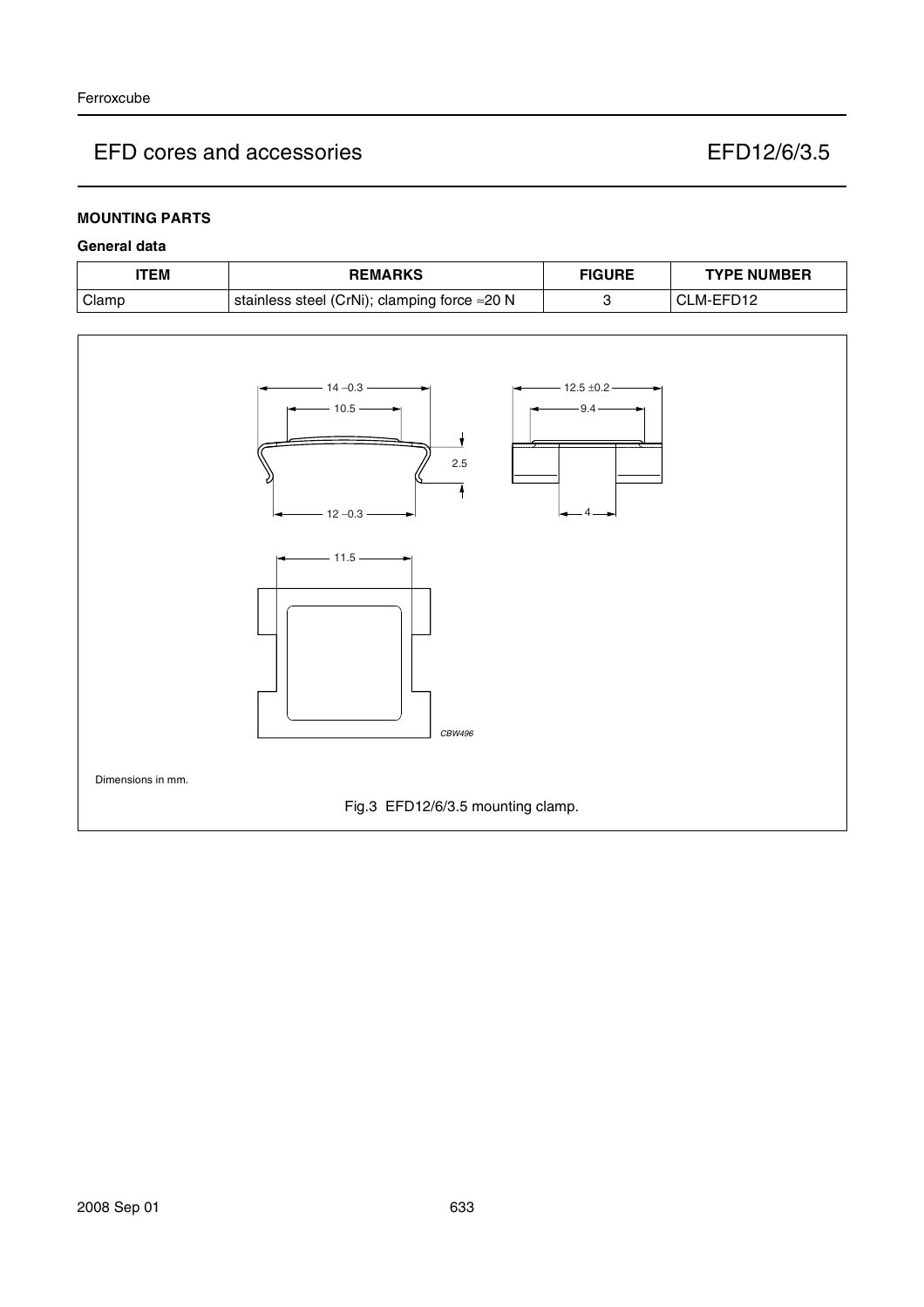## MOUNTING PARTS

### General data

| ITEM | REMARKS | FIGURE | TYPE NUMBER |
|---|---|---|---|
| Clamp | stainless steel (CrNi); clamping force ≈20 N | 3 | CLM-EFD12 |

Dimensions in mm.

Fig.3 EFD12/6/3.5 mounting clamp.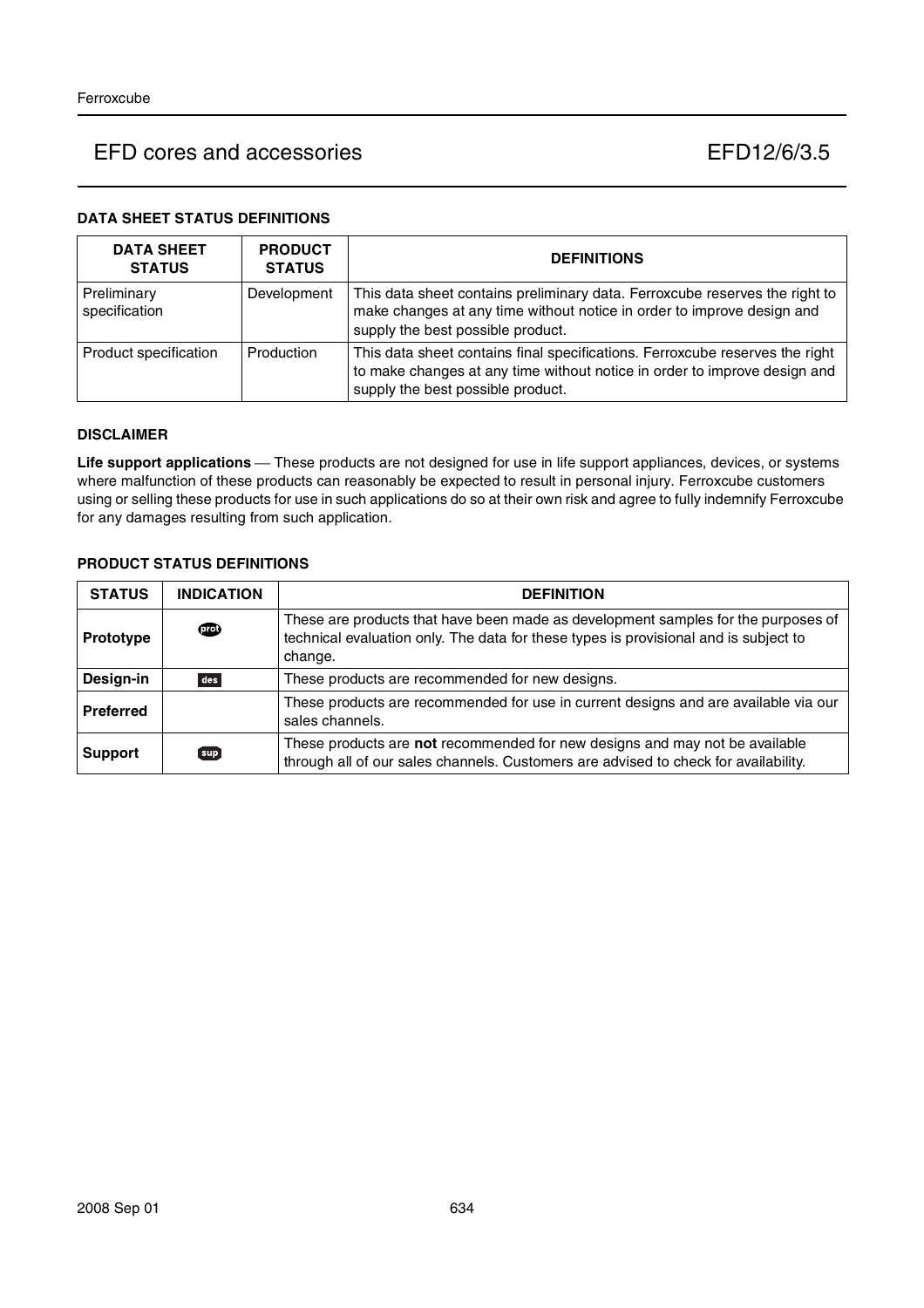## DATA SHEET STATUS DEFINITIONS

| DATA SHEET STATUS | PRODUCT STATUS | DEFINITIONS |
|---|---|---|
| Preliminary specification | Development | This data sheet contains preliminary data. Ferroxcube reserves the right to make changes at any time without notice in order to improve design and supply the best possible product. |
| Product specification | Production | This data sheet contains final specifications. Ferroxcube reserves the right to make changes at any time without notice in order to improve design and supply the best possible product. |

## DISCLAIMER

**Life support applications** — These products are not designed for use in life support appliances, devices, or systems where malfunction of these products can reasonably be expected to result in personal injury. Ferroxcube customers using or selling these products for use in such applications do so at their own risk and agree to fully indemnify Ferroxcube for any damages resulting from such application.

## PRODUCT STATUS DEFINITIONS

| STATUS | INDICATION | DEFINITION |
|---|---|---|
| **Prototype** | prot | These are products that have been made as development samples for the purposes of technical evaluation only. The data for these types is provisional and is subject to change. |
| **Design-in** | des | These products are recommended for new designs. |
| **Preferred** | | These products are recommended for use in current designs and are available via our sales channels. |
| **Support** | sup | These products are **not** recommended for new designs and may not be available through all of our sales channels. Customers are advised to check for availability. |